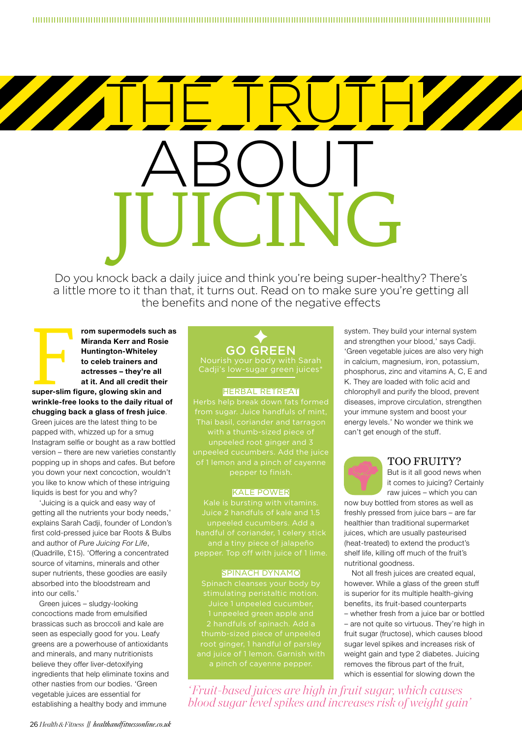# THE TRUTH ABOUT JUICING

Do you knock back a daily juice and think you're being super-healthy? There's a little more to it than that, it turns out. Read on to make sure you're getting all the benefits and none of the negative effects

**From supermodels such as Miranda Kerr and Rosie Huntington-Whiteley to celeb trainers and actresses – they're all at it. And all credit their super-slim figure, glowing skin and wrinkle-free looks to the daily ritual of chugging back a glass of fresh juice**. Green juices are the latest thing to be papped with, whizzed up for a smug Instagram selfie or bought as a raw bottled version – there are new varieties constantly popping up in shops and cafes. But before you down your next concoction, wouldn't you like to know which of these intriguing liquids is best for you and why?

'Juicing is a quick and easy way of getting all the nutrients your body needs,' explains Sarah Cadji, founder of London's first cold-pressed juice bar Roots & Bulbs and author of *Pure Juicing For Life*, (Quadrille, £15). 'Offering a concentrated source of vitamins, minerals and other super nutrients, these goodies are easily absorbed into the bloodstream and into our cells.'

Green juices – sludgy-looking concoctions made from emulsified brassicas such as broccoli and kale are seen as especially good for you. Leafy greens are a powerhouse of antioxidants and minerals, and many nutritionists believe they offer liver-detoxifying ingredients that help eliminate toxins and other nasties from our bodies. 'Green vegetable juices are essential for establishing a healthy body and immune system. They build your internal system and strengthen your blood,' says Cadji. 'Green vegetable juices are also very high in calcium, magnesium, iron, potassium, phosphorus, zinc and vitamins A, C, E and K. They are loaded with folic acid and chlorophyll and purify the blood, prevent diseases, improve circulation, strengthen your immune system and boost your energy levels.' No wonder we think we can't get enough of the stuff.

## GO GREEN

Nourish your body with Sarah Cadji's low-sugar green juices*

### HERBAL RETREAT

Herbs help break down fats formed from sugar. Juice handfuls of mint, Thai basil, coriander and tarragon with a thumb-sized piece of unpeeled root ginger and 3 unpeeled cucumbers. Add the juice of 1 lemon and a pinch of cayenne pepper to finish.

### KALE POWER

Kale is bursting with vitamins. Juice 2 handfuls of kale and 1.5 unpeeled cucumbers. Add a handful of coriander, 1 celery stick and a tiny piece of jalapeño pepper. Top off with juice of 1 lime.

### SPINACH DYNAMO

Spinach cleanses your body by stimulating peristaltic motion. Juice 1 unpeeled cucumber, 1 unpeeled green apple and 2 handfuls of spinach. Add a thumb-sized piece of unpeeled root ginger, 1 handful of parsley and juice of 1 lemon. Garnish with a pinch of cayenne pepper.

## TOO FRUITY?

But is it all good news when it comes to juicing? Certainly raw juices – which you can now buy bottled from stores as well as freshly pressed from juice bars – are far healthier than traditional supermarket juices, which are usually pasteurised (heat-treated) to extend the product's shelf life, killing off much of the fruit's nutritional goodness.

Not all fresh juices are created equal, however. While a glass of the green stuff is superior for its multiple health-giving benefits, its fruit-based counterparts – whether fresh from a juice bar or bottled – are not quite so virtuous. They're high in fruit sugar (fructose), which causes blood sugar level spikes and increases risk of weight gain and type 2 diabetes. Juicing removes the fibrous part of the fruit, which is essential for slowing down the

*'Fruit-based juices are high in fruit sugar, which causes blood sugar level spikes and increases risk of weight gain'*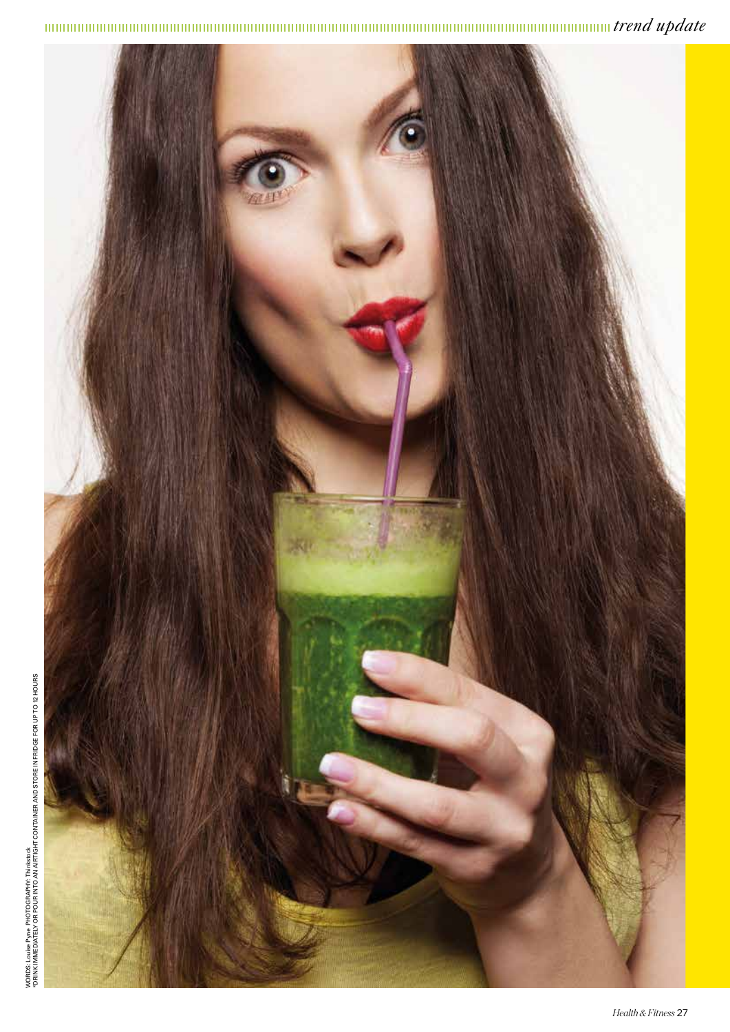WORDS: Louise Pyne. PHOTOGRAPHY: Thinkstock
*DRINK IMMEDIATELY OR POUR INTO AN AIRTIGHT CONTAINER AND STORE IN FRIDGE FOR UP TO 12 HOURS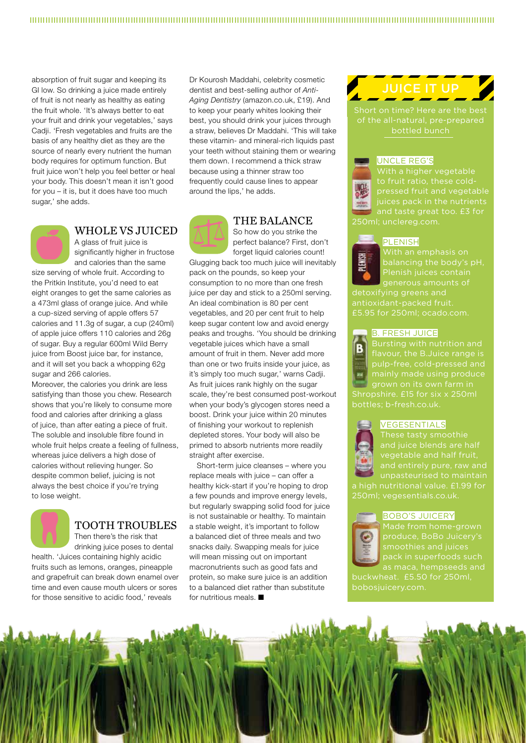absorption of fruit sugar and keeping its GI low. So drinking a juice made entirely of fruit is not nearly as healthy as eating the fruit whole. 'It's always better to eat your fruit and drink your vegetables,' says Cadji. 'Fresh vegetables and fruits are the basis of any healthy diet as they are the source of nearly every nutrient the human body requires for optimum function. But fruit juice won't help you feel better or heal your body. This doesn't mean it isn't good for you – it is, but it does have too much sugar,' she adds.

## WHOLE VS JUICED

A glass of fruit juice is significantly higher in fructose and calories than the same size serving of whole fruit. According to the Pritkin Institute, you'd need to eat eight oranges to get the same calories as a 473ml glass of orange juice. And while a cup-sized serving of apple offers 57 calories and 11.3g of sugar, a cup (240ml) of apple juice offers 110 calories and 26g of sugar. Buy a regular 600ml Wild Berry juice from Boost juice bar, for instance, and it will set you back a whopping 62g sugar and 266 calories.

Moreover, the calories you drink are less satisfying than those you chew. Research shows that you're likely to consume more food and calories after drinking a glass of juice, than after eating a piece of fruit. The soluble and insoluble fibre found in whole fruit helps create a feeling of fullness, whereas juice delivers a high dose of calories without relieving hunger. So despite common belief, juicing is not always the best choice if you're trying to lose weight.

## TOOTH TROUBLES

Then there's the risk that drinking juice poses to dental health. 'Juices containing highly acidic fruits such as lemons, oranges, pineapple and grapefruit can break down enamel over time and even cause mouth ulcers or sores for those sensitive to acidic food,' reveals Dr Kourosh Maddahi, celebrity cosmetic dentist and best-selling author of *Anti-Aging Dentistry* (amazon.co.uk, £19). And to keep your pearly whites looking their best, you should drink your juices through a straw, believes Dr Maddahi. 'This will take these vitamin- and mineral-rich liquids past your teeth without staining them or wearing them down. I recommend a thick straw because using a thinner straw too frequently could cause lines to appear around the lips,' he adds.

## THE BALANCE

So how do you strike the perfect balance? First, don't forget liquid calories count! Glugging back too much juice will inevitably pack on the pounds, so keep your consumption to no more than one fresh juice per day and stick to a 250ml serving. An ideal combination is 80 per cent vegetables, and 20 per cent fruit to help keep sugar content low and avoid energy peaks and troughs. 'You should be drinking vegetable juices which have a small amount of fruit in them. Never add more than one or two fruits inside your juice, as it's simply too much sugar,' warns Cadji. As fruit juices rank highly on the sugar scale, they're best consumed post-workout when your body's glycogen stores need a boost. Drink your juice within 20 minutes of finishing your workout to replenish depleted stores. Your body will also be primed to absorb nutrients more readily straight after exercise.

Short-term juice cleanses – where you replace meals with juice – can offer a healthy kick-start if you're hoping to drop a few pounds and improve energy levels, but regularly swapping solid food for juice is not sustainable or healthy. To maintain a stable weight, it's important to follow a balanced diet of three meals and two snacks daily. Swapping meals for juice will mean missing out on important macronutrients such as good fats and protein, so make sure juice is an addition to a balanced diet rather than substitute for nutritious meals. ■

## JUICE IT UP

Short on time? Here are the best of the all-natural, pre-prepared bottled bunch

### UNCLE REG'S

With a higher vegetable to fruit ratio, these cold-pressed fruit and vegetable juices pack in the nutrients and taste great too. £3 for 250ml; unclereg.com.

### PLENISH

With an emphasis on balancing the body's pH, Plenish juices contain generous amounts of detoxifying greens and antioxidant-packed fruit. £5.95 for 250ml; ocado.com.

### B. FRESH JUICE

Bursting with nutrition and flavour, the B.Juice range is pulp-free, cold-pressed and mainly made using produce grown on its own farm in Shropshire. £15 for six x 250ml bottles; b-fresh.co.uk.

### VEGESENTIALS

These tasty smoothie and juice blends are half vegetable and half fruit, and entirely pure, raw and unpasteurised to maintain a high nutritional value. £1.99 for 250ml; vegesentials.co.uk.

### BOBO'S JUICERY

Made from home-grown produce, BoBo Juicery's smoothies and juices pack in superfoods such as maca, hempseeds and buckwheat. £5.50 for 250ml, bobosjuicery.com.